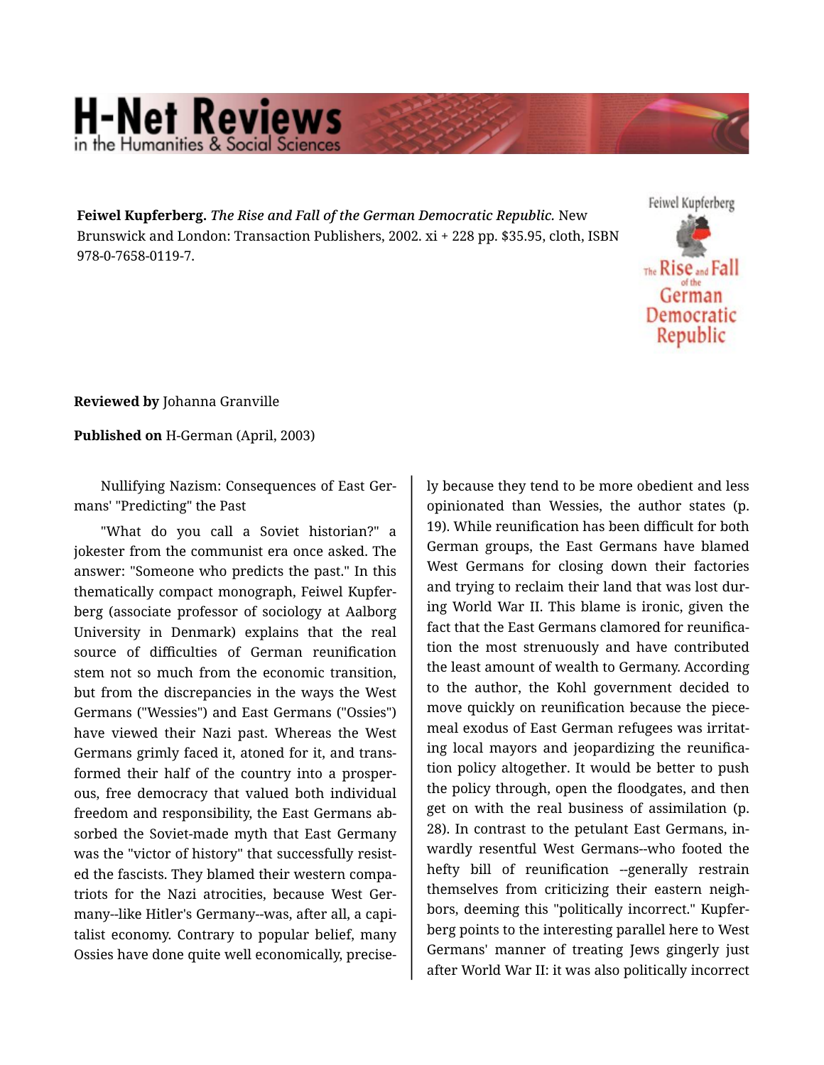**Feiwel Kupferberg.** *The Rise and Fall of the German Democratic Republic.* New Brunswick and London: Transaction Publishers, 2002. xi + 228 pp. $35.95, cloth, ISBN 978-0-7658-0119-7.

**Reviewed by** Johanna Granville

**Published on** H-German (April, 2003)

Nullifying Nazism: Consequences of East Germans' "Predicting" the Past

"What do you call a Soviet historian?" a jokester from the communist era once asked. The answer: "Someone who predicts the past." In this thematically compact monograph, Feiwel Kupferberg (associate professor of sociology at Aalborg University in Denmark) explains that the real source of difficulties of German reunification stem not so much from the economic transition, but from the discrepancies in the ways the West Germans ("Wessies") and East Germans ("Ossies") have viewed their Nazi past. Whereas the West Germans grimly faced it, atoned for it, and transformed their half of the country into a prosperous, free democracy that valued both individual freedom and responsibility, the East Germans absorbed the Soviet-made myth that East Germany was the "victor of history" that successfully resisted the fascists. They blamed their western compatriots for the Nazi atrocities, because West Germany--like Hitler's Germany--was, after all, a capitalist economy. Contrary to popular belief, many Ossies have done quite well economically, precisely because they tend to be more obedient and less opinionated than Wessies, the author states (p. 19). While reunification has been difficult for both German groups, the East Germans have blamed West Germans for closing down their factories and trying to reclaim their land that was lost during World War II. This blame is ironic, given the fact that the East Germans clamored for reunification the most strenuously and have contributed the least amount of wealth to Germany. According to the author, the Kohl government decided to move quickly on reunification because the piecemeal exodus of East German refugees was irritating local mayors and jeopardizing the reunification policy altogether. It would be better to push the policy through, open the floodgates, and then get on with the real business of assimilation (p. 28). In contrast to the petulant East Germans, inwardly resentful West Germans--who footed the hefty bill of reunification --generally restrain themselves from criticizing their eastern neighbors, deeming this "politically incorrect." Kupferberg points to the interesting parallel here to West Germans' manner of treating Jews gingerly just after World War II: it was also politically incorrect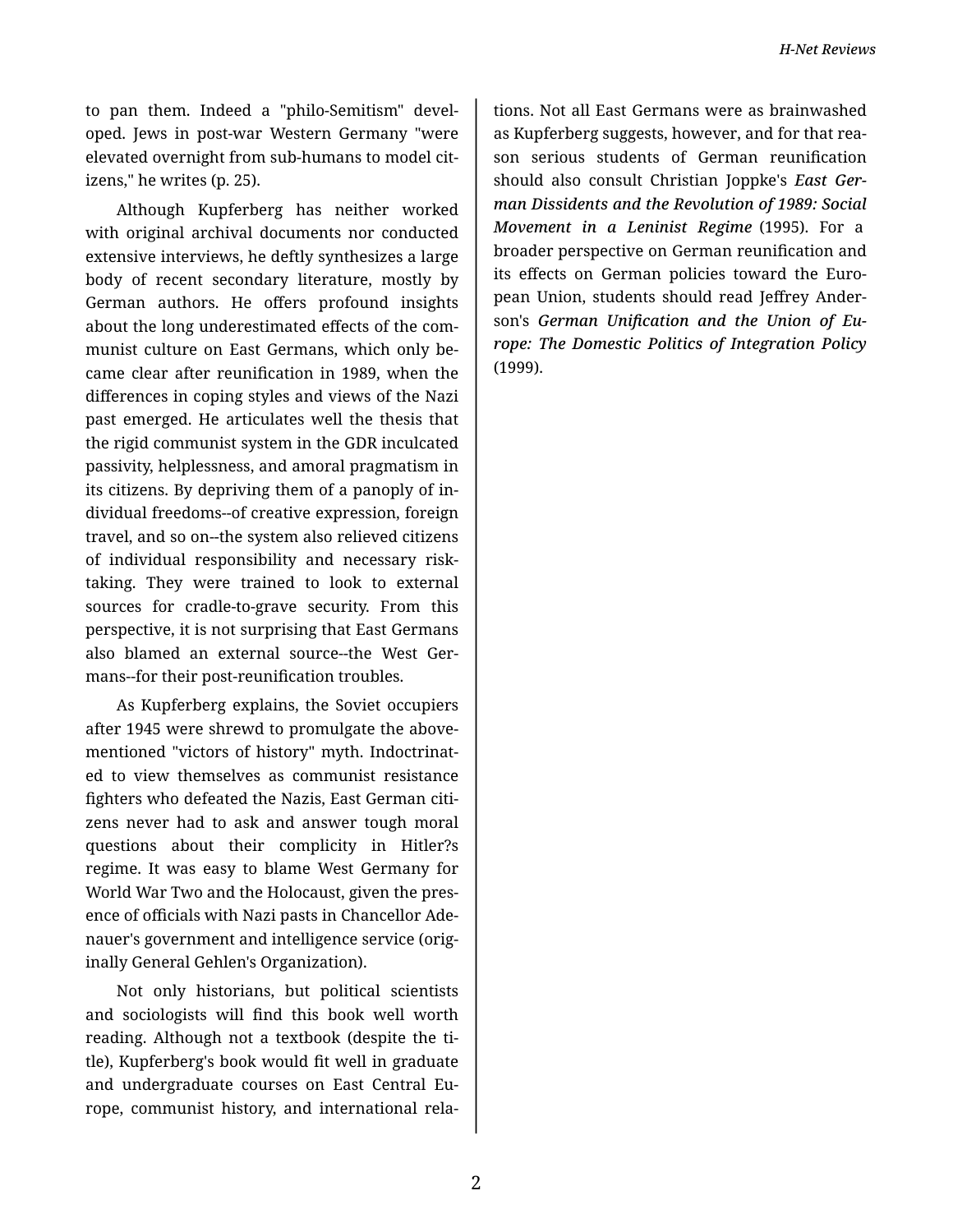to pan them. Indeed a "philo-Semitism" developed. Jews in post-war Western Germany "were elevated overnight from sub-humans to model citizens," he writes (p. 25).

Although Kupferberg has neither worked with original archival documents nor conducted extensive interviews, he deftly synthesizes a large body of recent secondary literature, mostly by German authors. He offers profound insights about the long underestimated effects of the communist culture on East Germans, which only became clear after reunification in 1989, when the differences in coping styles and views of the Nazi past emerged. He articulates well the thesis that the rigid communist system in the GDR inculcated passivity, helplessness, and amoral pragmatism in its citizens. By depriving them of a panoply of individual freedoms--of creative expression, foreign travel, and so on--the system also relieved citizens of individual responsibility and necessary risk-taking. They were trained to look to external sources for cradle-to-grave security. From this perspective, it is not surprising that East Germans also blamed an external source--the West Germans--for their post-reunification troubles.

As Kupferberg explains, the Soviet occupiers after 1945 were shrewd to promulgate the above-mentioned "victors of history" myth. Indoctrinated to view themselves as communist resistance fighters who defeated the Nazis, East German citizens never had to ask and answer tough moral questions about their complicity in Hitler?s regime. It was easy to blame West Germany for World War Two and the Holocaust, given the presence of officials with Nazi pasts in Chancellor Adenauer's government and intelligence service (originally General Gehlen's Organization).

Not only historians, but political scientists and sociologists will find this book well worth reading. Although not a textbook (despite the title), Kupferberg's book would fit well in graduate and undergraduate courses on East Central Europe, communist history, and international relations. Not all East Germans were as brainwashed as Kupferberg suggests, however, and for that reason serious students of German reunification should also consult Christian Joppke's ***East German Dissidents and the Revolution of 1989: Social Movement in a Leninist Regime*** (1995). For a broader perspective on German reunification and its effects on German policies toward the European Union, students should read Jeffrey Anderson's ***German Unification and the Union of Europe: The Domestic Politics of Integration Policy*** (1999).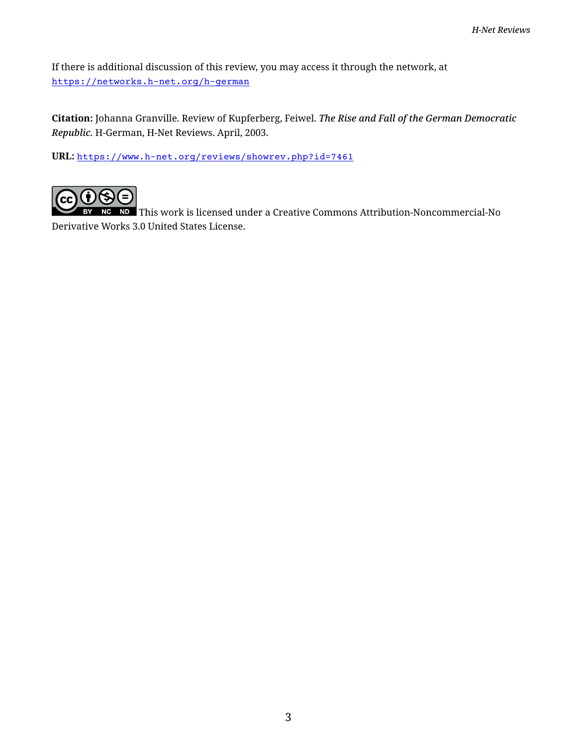If there is additional discussion of this review, you may access it through the network, at https://networks.h-net.org/h-german

**Citation:** Johanna Granville. Review of Kupferberg, Feiwel. *The Rise and Fall of the German Democratic Republic.* H-German, H-Net Reviews. April, 2003.

**URL:** https://www.h-net.org/reviews/showrev.php?id=7461

This work is licensed under a Creative Commons Attribution-Noncommercial-No Derivative Works 3.0 United States License.